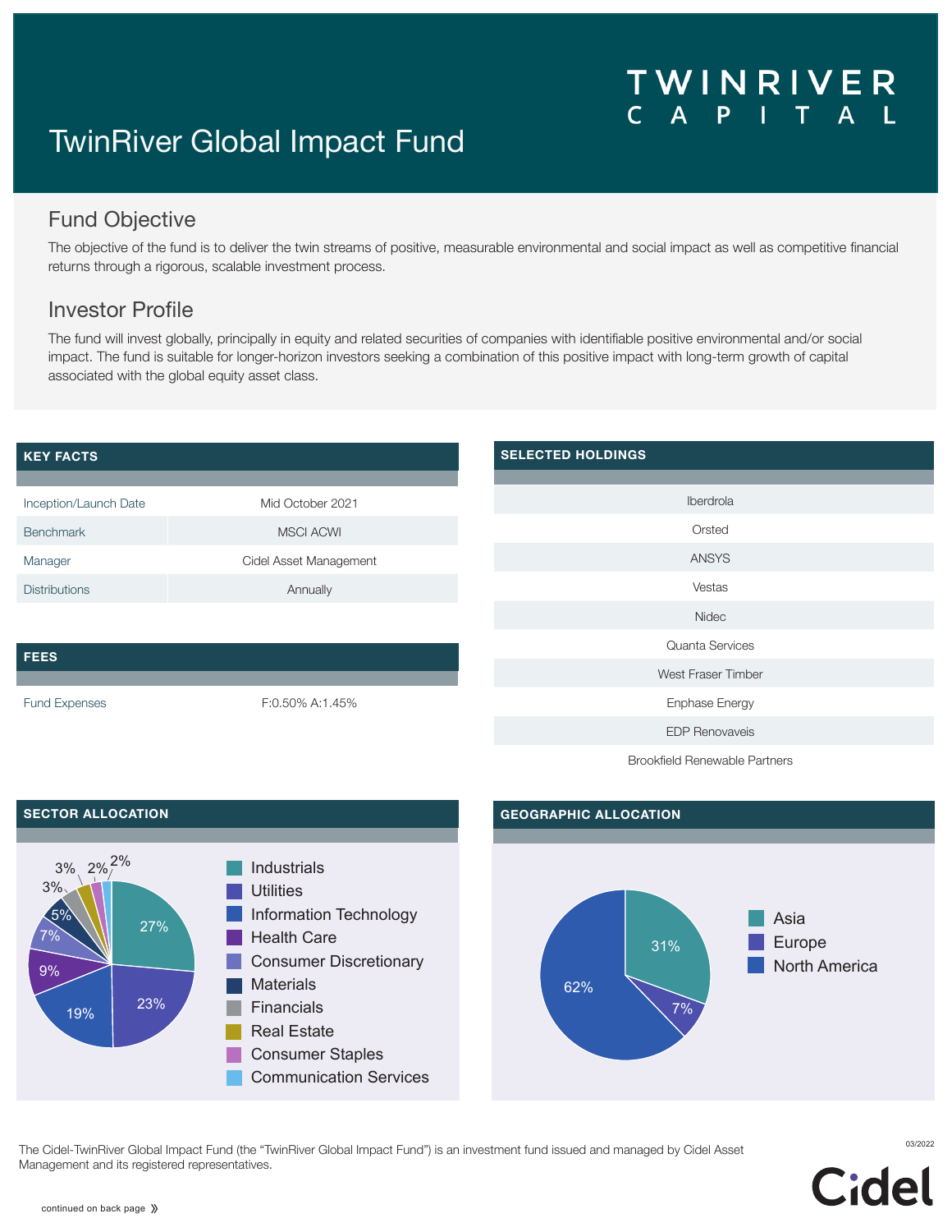# TwinRiver Global Impact Fund

TWINRIVER CAPITAL

## Fund Objective

The objective of the fund is to deliver the twin streams of positive, measurable environmental and social impact as well as competitive financial returns through a rigorous, scalable investment process.

## Investor Profile

The fund will invest globally, principally in equity and related securities of companies with identifiable positive environmental and/or social impact. The fund is suitable for longer-horizon investors seeking a combination of this positive impact with long-term growth of capital associated with the global equity asset class.

### KEY FACTS

| | |
|---|---|
| Inception/Launch Date | Mid October 2021 |
| Benchmark | MSCI ACWI |
| Manager | Cidel Asset Management |
| Distributions | Annually |

### FEES

| | |
|---|---|
| Fund Expenses | F:0.50% A:1.45% |

### SELECTED HOLDINGS

| |
|---|
| Iberdrola |
| Orsted |
| ANSYS |
| Vestas |
| Nidec |
| Quanta Services |
| West Fraser Timber |
| Enphase Energy |
| EDP Renovaveis |
| Brookfield Renewable Partners |

### SECTOR ALLOCATION

| Sector | Allocation |
|---|---|
| Industrials | 27% |
| Utilities | 23% |
| Information Technology | 19% |
| Health Care | 9% |
| Consumer Discretionary | 7% |
| Materials | 5% |
| Financials | 3% |
| Real Estate | 3% |
| Consumer Staples | 2% |
| Communication Services | 2% |

### GEOGRAPHIC ALLOCATION

| Region | Allocation |
|---|---|
| Asia | 31% |
| Europe | 7% |
| North America | 62% |

The Cidel-TwinRiver Global Impact Fund (the "TwinRiver Global Impact Fund") is an investment fund issued and managed by Cidel Asset Management and its registered representatives.

03/2022

Cidel

continued on back page »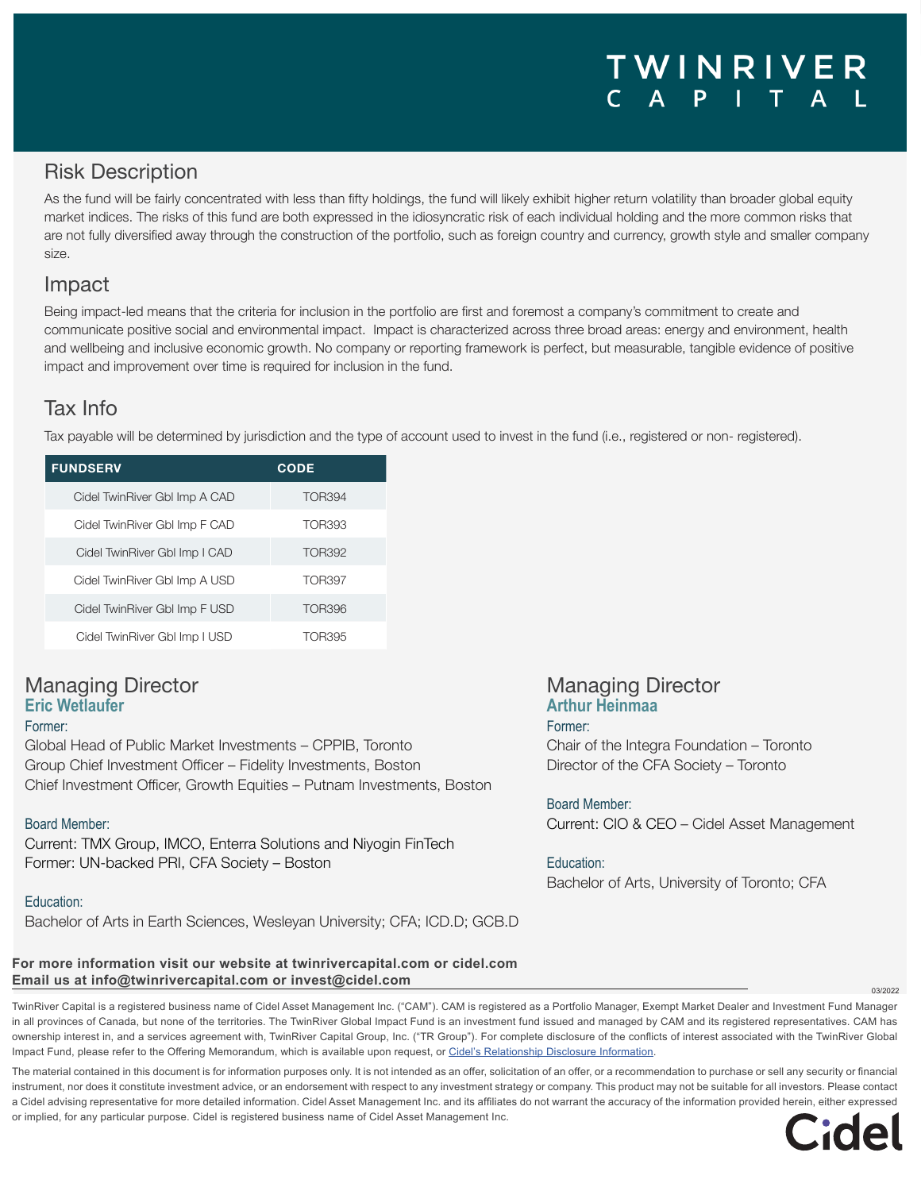# TWINRIVER CAPITAL

## Risk Description

As the fund will be fairly concentrated with less than fifty holdings, the fund will likely exhibit higher return volatility than broader global equity market indices. The risks of this fund are both expressed in the idiosyncratic risk of each individual holding and the more common risks that are not fully diversified away through the construction of the portfolio, such as foreign country and currency, growth style and smaller company size.

## Impact

Being impact-led means that the criteria for inclusion in the portfolio are first and foremost a company's commitment to create and communicate positive social and environmental impact. Impact is characterized across three broad areas: energy and environment, health and wellbeing and inclusive economic growth. No company or reporting framework is perfect, but measurable, tangible evidence of positive impact and improvement over time is required for inclusion in the fund.

## Tax Info

Tax payable will be determined by jurisdiction and the type of account used to invest in the fund (i.e., registered or non- registered).

| FUNDSERV | CODE |
|---|---|
| Cidel TwinRiver Gbl Imp A CAD | TOR394 |
| Cidel TwinRiver Gbl Imp F CAD | TOR393 |
| Cidel TwinRiver Gbl Imp I CAD | TOR392 |
| Cidel TwinRiver Gbl Imp A USD | TOR397 |
| Cidel TwinRiver Gbl Imp F USD | TOR396 |
| Cidel TwinRiver Gbl Imp I USD | TOR395 |

## Managing Director
### Eric Wetlaufer

Former:

Global Head of Public Market Investments – CPPIB, Toronto
Group Chief Investment Officer – Fidelity Investments, Boston
Chief Investment Officer, Growth Equities – Putnam Investments, Boston

Board Member:

Current: TMX Group, IMCO, Enterra Solutions and Niyogin FinTech
Former: UN-backed PRI, CFA Society – Boston

Education:

Bachelor of Arts in Earth Sciences, Wesleyan University; CFA; ICD.D; GCB.D

## Managing Director
### Arthur Heinmaa

Former:

Chair of the Integra Foundation – Toronto
Director of the CFA Society – Toronto

Board Member:

Current: CIO & CEO – Cidel Asset Management

Education:

Bachelor of Arts, University of Toronto; CFA

**For more information visit our website at twinrivercapital.com or cidel.com**
**Email us at info@twinrivercapital.com or invest@cidel.com**

03/2022

TwinRiver Capital is a registered business name of Cidel Asset Management Inc. ("CAM"). CAM is registered as a Portfolio Manager, Exempt Market Dealer and Investment Fund Manager in all provinces of Canada, but none of the territories. The TwinRiver Global Impact Fund is an investment fund issued and managed by CAM and its registered representatives. CAM has ownership interest in, and a services agreement with, TwinRiver Capital Group, Inc. ("TR Group"). For complete disclosure of the conflicts of interest associated with the TwinRiver Global Impact Fund, please refer to the Offering Memorandum, which is available upon request, or Cidel's Relationship Disclosure Information.

The material contained in this document is for information purposes only. It is not intended as an offer, solicitation of an offer, or a recommendation to purchase or sell any security or financial instrument, nor does it constitute investment advice, or an endorsement with respect to any investment strategy or company. This product may not be suitable for all investors. Please contact a Cidel advising representative for more detailed information. Cidel Asset Management Inc. and its affiliates do not warrant the accuracy of the information provided herein, either expressed or implied, for any particular purpose. Cidel is registered business name of Cidel Asset Management Inc.

Cidel